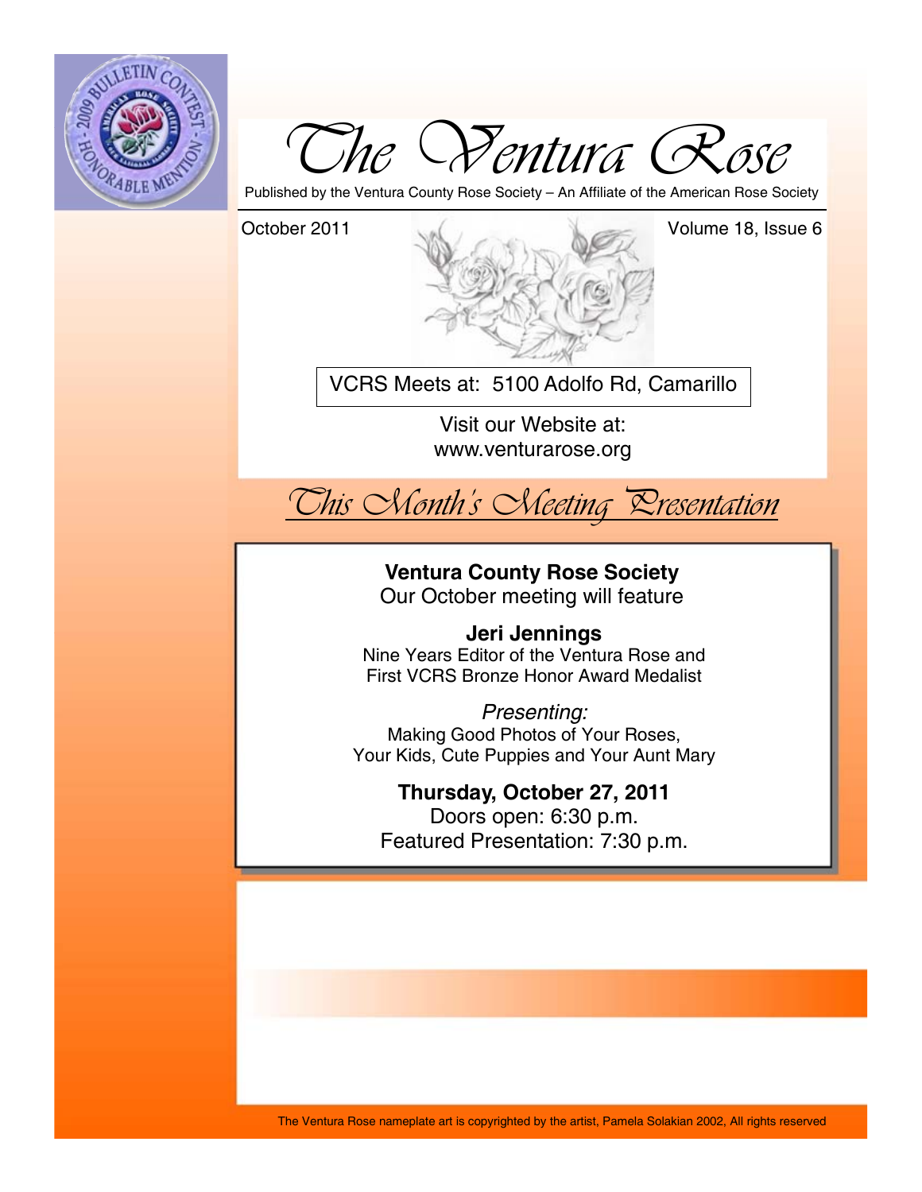# The Ventura Rose

Published by the Ventura County Rose Society – An Affiliate of the American Rose Society

October 2011

Volume 18, Issue 6

VCRS Meets at: 5100 Adolfo Rd, Camarillo

Visit our Website at:
www.venturarose.org

## *This Month's Meeting Presentation*

**Ventura County Rose Society**
Our October meeting will feature

**Jeri Jennings**
Nine Years Editor of the Ventura Rose and
First VCRS Bronze Honor Award Medalist

*Presenting:*
Making Good Photos of Your Roses,
Your Kids, Cute Puppies and Your Aunt Mary

**Thursday, October 27, 2011**
Doors open: 6:30 p.m.
Featured Presentation: 7:30 p.m.

The Ventura Rose nameplate art is copyrighted by the artist, Pamela Solakian 2002, All rights reserved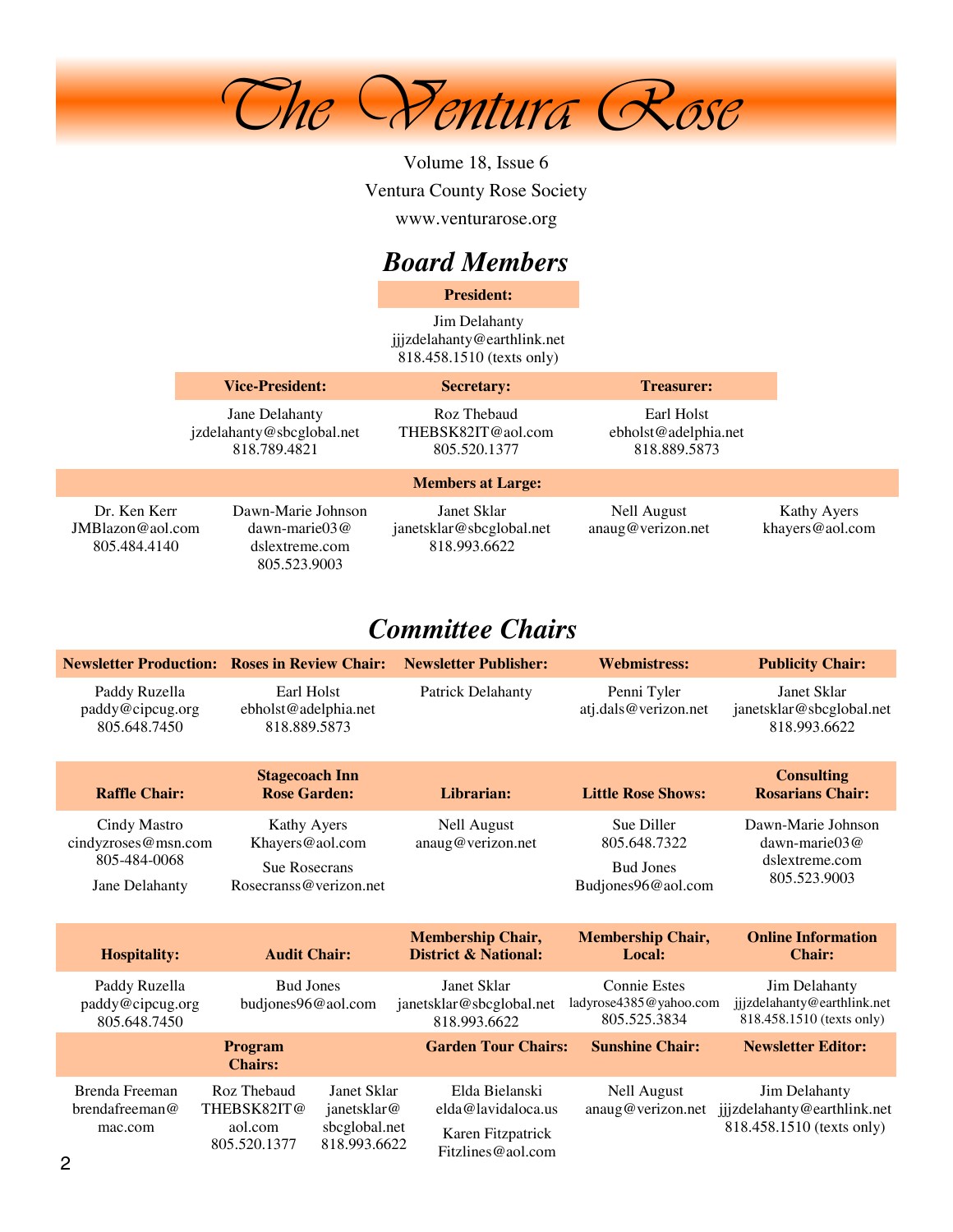# The Ventura Rose

Volume 18, Issue 6

Ventura County Rose Society

www.venturarose.org

## Board Members

**President:**

Jim Delahanty
jjjzdelahanty@earthlink.net
818.458.1510 (texts only)

| Vice-President: | Secretary: | Treasurer: |
|---|---|---|
| Jane Delahanty<br>jzdelahanty@sbcglobal.net<br>818.789.4821 | Roz Thebaud<br>THEBSK82IT@aol.com<br>805.520.1377 | Earl Holst<br>ebholst@adelphia.net<br>818.889.5873 |

**Members at Large:**

| | | | | |
|---|---|---|---|---|
| Dr. Ken Kerr<br>JMBlazon@aol.com<br>805.484.4140 | Dawn-Marie Johnson<br>dawn-marie03@<br>dslextreme.com<br>805.523.9003 | Janet Sklar<br>janetsklar@sbcglobal.net<br>818.993.6622 | Nell August<br>anaug@verizon.net | Kathy Ayers<br>khayers@aol.com |

## Committee Chairs

| Newsletter Production: | Roses in Review Chair: | Newsletter Publisher: | Webmistress: | Publicity Chair: |
|---|---|---|---|---|
| Paddy Ruzella<br>paddy@cipcug.org<br>805.648.7450 | Earl Holst<br>ebholst@adelphia.net<br>818.889.5873 | Patrick Delahanty | Penni Tyler<br>atj.dals@verizon.net | Janet Sklar<br>janetsklar@sbcglobal.net<br>818.993.6622 |
| **Raffle Chair:** | **Stagecoach Inn Rose Garden:** | **Librarian:** | **Little Rose Shows:** | **Consulting Rosarians Chair:** |
| Cindy Mastro<br>cindyzroses@msn.com<br>805-484-0068<br>Jane Delahanty | Kathy Ayers<br>Khayers@aol.com<br>Sue Rosecrans<br>Rosecranss@verizon.net | Nell August<br>anaug@verizon.net | Sue Diller<br>805.648.7322<br>Bud Jones<br>Budjones96@aol.com | Dawn-Marie Johnson<br>dawn-marie03@<br>dslextreme.com<br>805.523.9003 |
| **Hospitality:** | **Audit Chair:** | **Membership Chair, District & National:** | **Membership Chair, Local:** | **Online Information Chair:** |
| Paddy Ruzella<br>paddy@cipcug.org<br>805.648.7450 | Bud Jones<br>budjones96@aol.com | Janet Sklar<br>janetsklar@sbcglobal.net<br>818.993.6622 | Connie Estes<br>ladyrose4385@yahoo.com<br>805.525.3834 | Jim Delahanty<br>jjjzdelahanty@earthlink.net<br>818.458.1510 (texts only) |
| **Program Chairs:** | | **Garden Tour Chairs:** | **Sunshine Chair:** | **Newsletter Editor:** |
| Brenda Freeman<br>brendafreeman@<br>mac.com | Roz Thebaud<br>THEBSK82IT@<br>aol.com<br>805.520.1377<br><br>Janet Sklar<br>janetsklar@<br>sbcglobal.net<br>818.993.6622 | Elda Bielanski<br>elda@lavidaloca.us<br>Karen Fitzpatrick<br>Fitzlines@aol.com | Nell August<br>anaug@verizon.net | Jim Delahanty<br>jjjzdelahanty@earthlink.net<br>818.458.1510 (texts only) |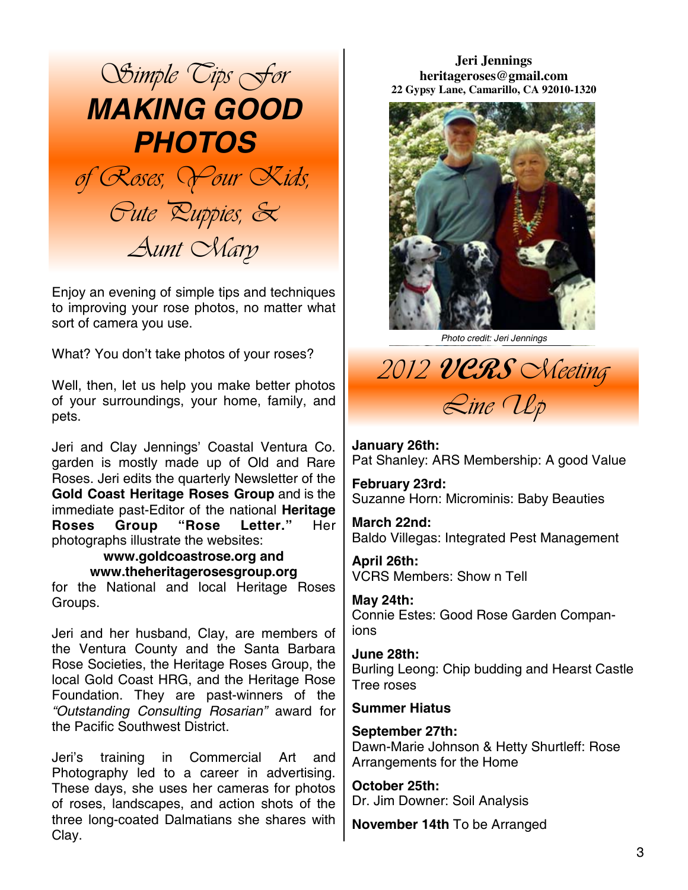# Simple Tips For MAKING GOOD PHOTOS of Roses, Your Kids, Cute Puppies, & Aunt Mary

Enjoy an evening of simple tips and techniques to improving your rose photos, no matter what sort of camera you use.

What? You don't take photos of your roses?

Well, then, let us help you make better photos of your surroundings, your home, family, and pets.

Jeri and Clay Jennings' Coastal Ventura Co. garden is mostly made up of Old and Rare Roses. Jeri edits the quarterly Newsletter of the **Gold Coast Heritage Roses Group** and is the immediate past-Editor of the national **Heritage Roses Group "Rose Letter."** Her photographs illustrate the websites:

**www.goldcoastrose.org and www.theheritagerosesgroup.org**

for the National and local Heritage Roses Groups.

Jeri and her husband, Clay, are members of the Ventura County and the Santa Barbara Rose Societies, the Heritage Roses Group, the local Gold Coast HRG, and the Heritage Rose Foundation. They are past-winners of the *"Outstanding Consulting Rosarian"* award for the Pacific Southwest District.

Jeri's training in Commercial Art and Photography led to a career in advertising. These days, she uses her cameras for photos of roses, landscapes, and action shots of the three long-coated Dalmatians she shares with Clay.

**Jeri Jennings**
**heritageroses@gmail.com**
**22 Gypsy Lane, Camarillo, CA 92010-1320**

*Photo credit: Jeri Jennings*

## 2012 VCRS Meeting Line Up

**January 26th:**
Pat Shanley: ARS Membership: A good Value

**February 23rd:**
Suzanne Horn: Microminis: Baby Beauties

**March 22nd:**
Baldo Villegas: Integrated Pest Management

**April 26th:**
VCRS Members: Show n Tell

**May 24th:**
Connie Estes: Good Rose Garden Companions

**June 28th:**
Burling Leong: Chip budding and Hearst Castle Tree roses

**Summer Hiatus**

**September 27th:**
Dawn-Marie Johnson & Hetty Shurtleff: Rose Arrangements for the Home

**October 25th:**
Dr. Jim Downer: Soil Analysis

**November 14th** To be Arranged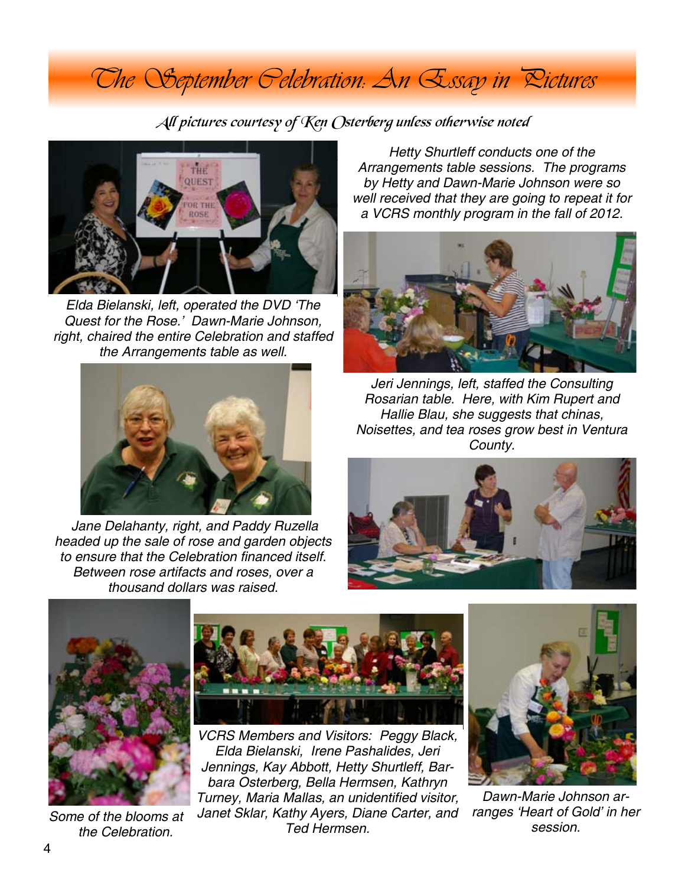# The September Celebration: An Essay in Pictures

*All pictures courtesy of Ken Osterberg unless otherwise noted*

*Elda Bielanski, left, operated the DVD 'The Quest for the Rose.' Dawn-Marie Johnson, right, chaired the entire Celebration and staffed the Arrangements table as well.*

*Hetty Shurtleff conducts one of the Arrangements table sessions. The programs by Hetty and Dawn-Marie Johnson were so well received that they are going to repeat it for a VCRS monthly program in the fall of 2012.*

*Jane Delahanty, right, and Paddy Ruzella headed up the sale of rose and garden objects to ensure that the Celebration financed itself. Between rose artifacts and roses, over a thousand dollars was raised.*

*Jeri Jennings, left, staffed the Consulting Rosarian table. Here, with Kim Rupert and Hallie Blau, she suggests that chinas, Noisettes, and tea roses grow best in Ventura County.*

*Some of the blooms at the Celebration.*

*VCRS Members and Visitors: Peggy Black, Elda Bielanski, Irene Pashalides, Jeri Jennings, Kay Abbott, Hetty Shurtleff, Barbara Osterberg, Bella Hermsen, Kathryn Turney, Maria Mallas, an unidentified visitor, Janet Sklar, Kathy Ayers, Diane Carter, and Ted Hermsen.*

*Dawn-Marie Johnson arranges 'Heart of Gold' in her session.*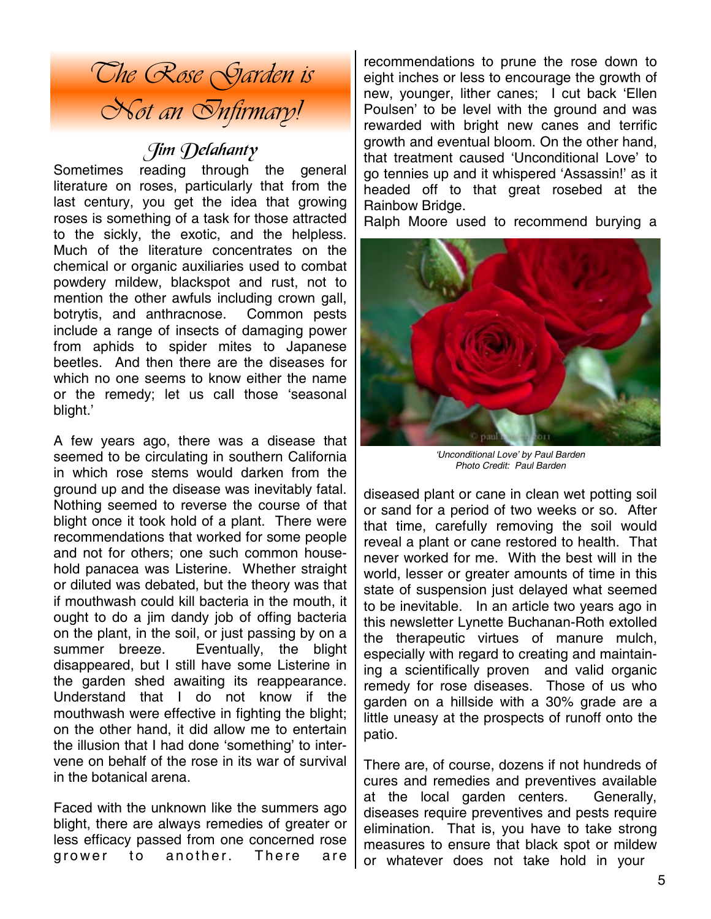# The Rose Garden is Not an Infirmary!

## Jim Delahanty

Sometimes reading through the general literature on roses, particularly that from the last century, you get the idea that growing roses is something of a task for those attracted to the sickly, the exotic, and the helpless. Much of the literature concentrates on the chemical or organic auxiliaries used to combat powdery mildew, blackspot and rust, not to mention the other awfuls including crown gall, botrytis, and anthracnose. Common pests include a range of insects of damaging power from aphids to spider mites to Japanese beetles. And then there are the diseases for which no one seems to know either the name or the remedy; let us call those 'seasonal blight.'

A few years ago, there was a disease that seemed to be circulating in southern California in which rose stems would darken from the ground up and the disease was inevitably fatal. Nothing seemed to reverse the course of that blight once it took hold of a plant. There were recommendations that worked for some people and not for others; one such common household panacea was Listerine. Whether straight or diluted was debated, but the theory was that if mouthwash could kill bacteria in the mouth, it ought to do a jim dandy job of offing bacteria on the plant, in the soil, or just passing by on a summer breeze. Eventually, the blight disappeared, but I still have some Listerine in the garden shed awaiting its reappearance. Understand that I do not know if the mouthwash were effective in fighting the blight; on the other hand, it did allow me to entertain the illusion that I had done 'something' to intervene on behalf of the rose in its war of survival in the botanical arena.

Faced with the unknown like the summers ago blight, there are always remedies of greater or less efficacy passed from one concerned rose grower to another. There are recommendations to prune the rose down to eight inches or less to encourage the growth of new, younger, lither canes; I cut back 'Ellen Poulsen' to be level with the ground and was rewarded with bright new canes and terrific growth and eventual bloom. On the other hand, that treatment caused 'Unconditional Love' to go tennies up and it whispered 'Assassin!' as it headed off to that great rosebed at the Rainbow Bridge.

Ralph Moore used to recommend burying a diseased plant or cane in clean wet potting soil or sand for a period of two weeks or so. After that time, carefully removing the soil would reveal a plant or cane restored to health. That never worked for me. With the best will in the world, lesser or greater amounts of time in this state of suspension just delayed what seemed to be inevitable. In an article two years ago in this newsletter Lynette Buchanan-Roth extolled the therapeutic virtues of manure mulch, especially with regard to creating and maintaining a scientifically proven and valid organic remedy for rose diseases. Those of us who garden on a hillside with a 30% grade are a little uneasy at the prospects of runoff onto the patio.

*'Unconditional Love' by Paul Barden*
*Photo Credit: Paul Barden*

There are, of course, dozens if not hundreds of cures and remedies and preventives available at the local garden centers. Generally, diseases require preventives and pests require elimination. That is, you have to take strong measures to ensure that black spot or mildew or whatever does not take hold in your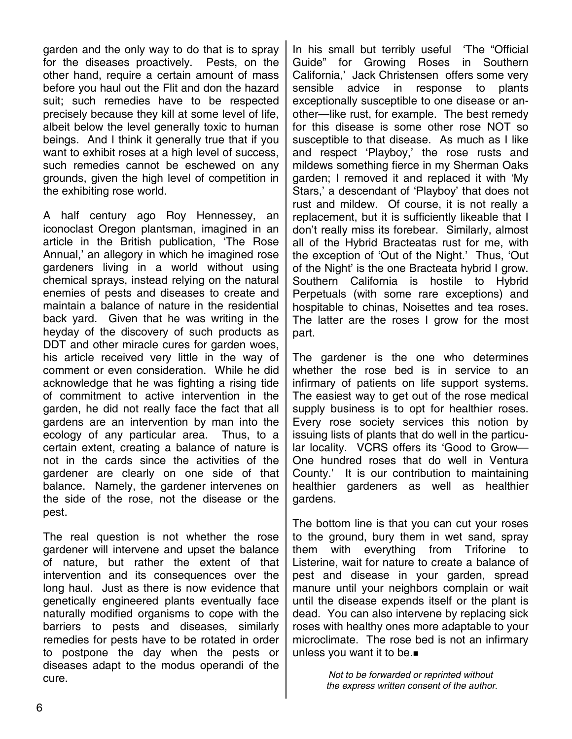garden and the only way to do that is to spray for the diseases proactively. Pests, on the other hand, require a certain amount of mass before you haul out the Flit and don the hazard suit; such remedies have to be respected precisely because they kill at some level of life, albeit below the level generally toxic to human beings. And I think it generally true that if you want to exhibit roses at a high level of success, such remedies cannot be eschewed on any grounds, given the high level of competition in the exhibiting rose world.

A half century ago Roy Hennessey, an iconoclast Oregon plantsman, imagined in an article in the British publication, 'The Rose Annual,' an allegory in which he imagined rose gardeners living in a world without using chemical sprays, instead relying on the natural enemies of pests and diseases to create and maintain a balance of nature in the residential back yard. Given that he was writing in the heyday of the discovery of such products as DDT and other miracle cures for garden woes, his article received very little in the way of comment or even consideration. While he did acknowledge that he was fighting a rising tide of commitment to active intervention in the garden, he did not really face the fact that all gardens are an intervention by man into the ecology of any particular area. Thus, to a certain extent, creating a balance of nature is not in the cards since the activities of the gardener are clearly on one side of that balance. Namely, the gardener intervenes on the side of the rose, not the disease or the pest.

The real question is not whether the rose gardener will intervene and upset the balance of nature, but rather the extent of that intervention and its consequences over the long haul. Just as there is now evidence that genetically engineered plants eventually face naturally modified organisms to cope with the barriers to pests and diseases, similarly remedies for pests have to be rotated in order to postpone the day when the pests or diseases adapt to the modus operandi of the cure.

In his small but terribly useful 'The "Official Guide" for Growing Roses in Southern California,' Jack Christensen offers some very sensible advice in response to plants exceptionally susceptible to one disease or another—like rust, for example. The best remedy for this disease is some other rose NOT so susceptible to that disease. As much as I like and respect 'Playboy,' the rose rusts and mildews something fierce in my Sherman Oaks garden; I removed it and replaced it with 'My Stars,' a descendant of 'Playboy' that does not rust and mildew. Of course, it is not really a replacement, but it is sufficiently likeable that I don't really miss its forebear. Similarly, almost all of the Hybrid Bracteatas rust for me, with the exception of 'Out of the Night.' Thus, 'Out of the Night' is the one Bracteata hybrid I grow. Southern California is hostile to Hybrid Perpetuals (with some rare exceptions) and hospitable to chinas, Noisettes and tea roses. The latter are the roses I grow for the most part.

The gardener is the one who determines whether the rose bed is in service to an infirmary of patients on life support systems. The easiest way to get out of the rose medical supply business is to opt for healthier roses. Every rose society services this notion by issuing lists of plants that do well in the particular locality. VCRS offers its 'Good to Grow—One hundred roses that do well in Ventura County.' It is our contribution to maintaining healthier gardeners as well as healthier gardens.

The bottom line is that you can cut your roses to the ground, bury them in wet sand, spray them with everything from Triforine to Listerine, wait for nature to create a balance of pest and disease in your garden, spread manure until your neighbors complain or wait until the disease expends itself or the plant is dead. You can also intervene by replacing sick roses with healthy ones more adaptable to your microclimate. The rose bed is not an infirmary unless you want it to be.■

*Not to be forwarded or reprinted without the express written consent of the author.*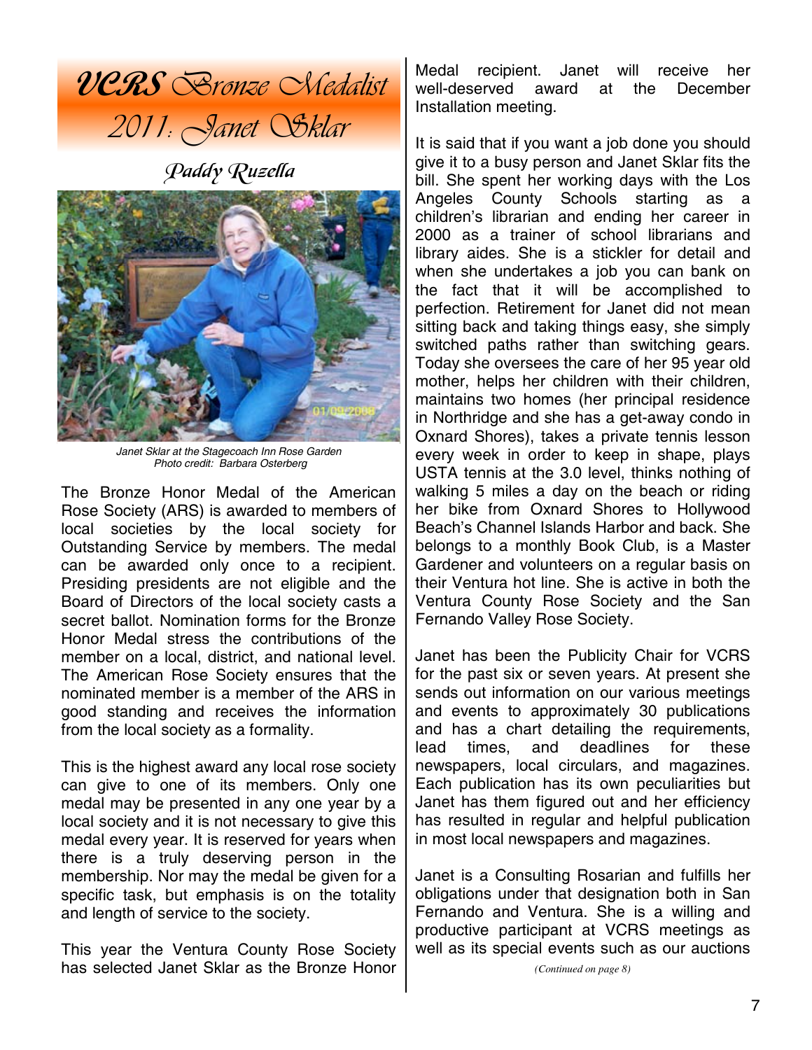# VCRS Bronze Medalist 2011: Janet Sklar

*Paddy Ruzella*

*Janet Sklar at the Stagecoach Inn Rose Garden*
*Photo credit: Barbara Osterberg*

The Bronze Honor Medal of the American Rose Society (ARS) is awarded to members of local societies by the local society for Outstanding Service by members. The medal can be awarded only once to a recipient. Presiding presidents are not eligible and the Board of Directors of the local society casts a secret ballot. Nomination forms for the Bronze Honor Medal stress the contributions of the member on a local, district, and national level. The American Rose Society ensures that the nominated member is a member of the ARS in good standing and receives the information from the local society as a formality.

This is the highest award any local rose society can give to one of its members. Only one medal may be presented in any one year by a local society and it is not necessary to give this medal every year. It is reserved for years when there is a truly deserving person in the membership. Nor may the medal be given for a specific task, but emphasis is on the totality and length of service to the society.

This year the Ventura County Rose Society has selected Janet Sklar as the Bronze Honor Medal recipient. Janet will receive her well-deserved award at the December Installation meeting.

It is said that if you want a job done you should give it to a busy person and Janet Sklar fits the bill. She spent her working days with the Los Angeles County Schools starting as a children's librarian and ending her career in 2000 as a trainer of school librarians and library aides. She is a stickler for detail and when she undertakes a job you can bank on the fact that it will be accomplished to perfection. Retirement for Janet did not mean sitting back and taking things easy, she simply switched paths rather than switching gears. Today she oversees the care of her 95 year old mother, helps her children with their children, maintains two homes (her principal residence in Northridge and she has a get-away condo in Oxnard Shores), takes a private tennis lesson every week in order to keep in shape, plays USTA tennis at the 3.0 level, thinks nothing of walking 5 miles a day on the beach or riding her bike from Oxnard Shores to Hollywood Beach's Channel Islands Harbor and back. She belongs to a monthly Book Club, is a Master Gardener and volunteers on a regular basis on their Ventura hot line. She is active in both the Ventura County Rose Society and the San Fernando Valley Rose Society.

Janet has been the Publicity Chair for VCRS for the past six or seven years. At present she sends out information on our various meetings and events to approximately 30 publications and has a chart detailing the requirements, lead times, and deadlines for these newspapers, local circulars, and magazines. Each publication has its own peculiarities but Janet has them figured out and her efficiency has resulted in regular and helpful publication in most local newspapers and magazines.

Janet is a Consulting Rosarian and fulfills her obligations under that designation both in San Fernando and Ventura. She is a willing and productive participant at VCRS meetings as well as its special events such as our auctions

*(Continued on page 8)*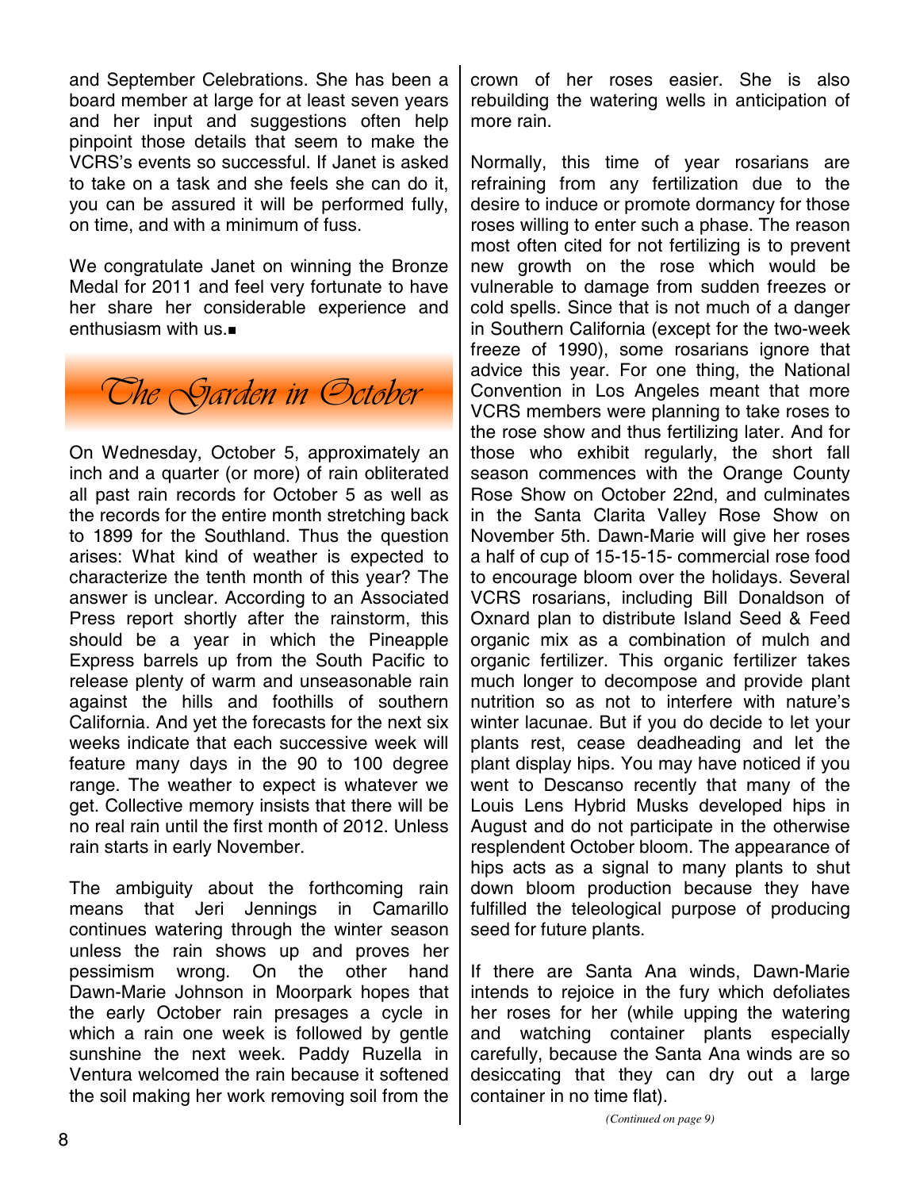and September Celebrations. She has been a board member at large for at least seven years and her input and suggestions often help pinpoint those details that seem to make the VCRS's events so successful. If Janet is asked to take on a task and she feels she can do it, you can be assured it will be performed fully, on time, and with a minimum of fuss.

We congratulate Janet on winning the Bronze Medal for 2011 and feel very fortunate to have her share her considerable experience and enthusiasm with us.■

## The Garden in October

On Wednesday, October 5, approximately an inch and a quarter (or more) of rain obliterated all past rain records for October 5 as well as the records for the entire month stretching back to 1899 for the Southland. Thus the question arises: What kind of weather is expected to characterize the tenth month of this year? The answer is unclear. According to an Associated Press report shortly after the rainstorm, this should be a year in which the Pineapple Express barrels up from the South Pacific to release plenty of warm and unseasonable rain against the hills and foothills of southern California. And yet the forecasts for the next six weeks indicate that each successive week will feature many days in the 90 to 100 degree range. The weather to expect is whatever we get. Collective memory insists that there will be no real rain until the first month of 2012. Unless rain starts in early November.

The ambiguity about the forthcoming rain means that Jeri Jennings in Camarillo continues watering through the winter season unless the rain shows up and proves her pessimism wrong. On the other hand Dawn-Marie Johnson in Moorpark hopes that the early October rain presages a cycle in which a rain one week is followed by gentle sunshine the next week. Paddy Ruzella in Ventura welcomed the rain because it softened the soil making her work removing soil from the crown of her roses easier. She is also rebuilding the watering wells in anticipation of more rain.

Normally, this time of year rosarians are refraining from any fertilization due to the desire to induce or promote dormancy for those roses willing to enter such a phase. The reason most often cited for not fertilizing is to prevent new growth on the rose which would be vulnerable to damage from sudden freezes or cold spells. Since that is not much of a danger in Southern California (except for the two-week freeze of 1990), some rosarians ignore that advice this year. For one thing, the National Convention in Los Angeles meant that more VCRS members were planning to take roses to the rose show and thus fertilizing later. And for those who exhibit regularly, the short fall season commences with the Orange County Rose Show on October 22nd, and culminates in the Santa Clarita Valley Rose Show on November 5th. Dawn-Marie will give her roses a half of cup of 15-15-15- commercial rose food to encourage bloom over the holidays. Several VCRS rosarians, including Bill Donaldson of Oxnard plan to distribute Island Seed & Feed organic mix as a combination of mulch and organic fertilizer. This organic fertilizer takes much longer to decompose and provide plant nutrition so as not to interfere with nature's winter lacunae. But if you do decide to let your plants rest, cease deadheading and let the plant display hips. You may have noticed if you went to Descanso recently that many of the Louis Lens Hybrid Musks developed hips in August and do not participate in the otherwise resplendent October bloom. The appearance of hips acts as a signal to many plants to shut down bloom production because they have fulfilled the teleological purpose of producing seed for future plants.

If there are Santa Ana winds, Dawn-Marie intends to rejoice in the fury which defoliates her roses for her (while upping the watering and watching container plants especially carefully, because the Santa Ana winds are so desiccating that they can dry out a large container in no time flat).

*(Continued on page 9)*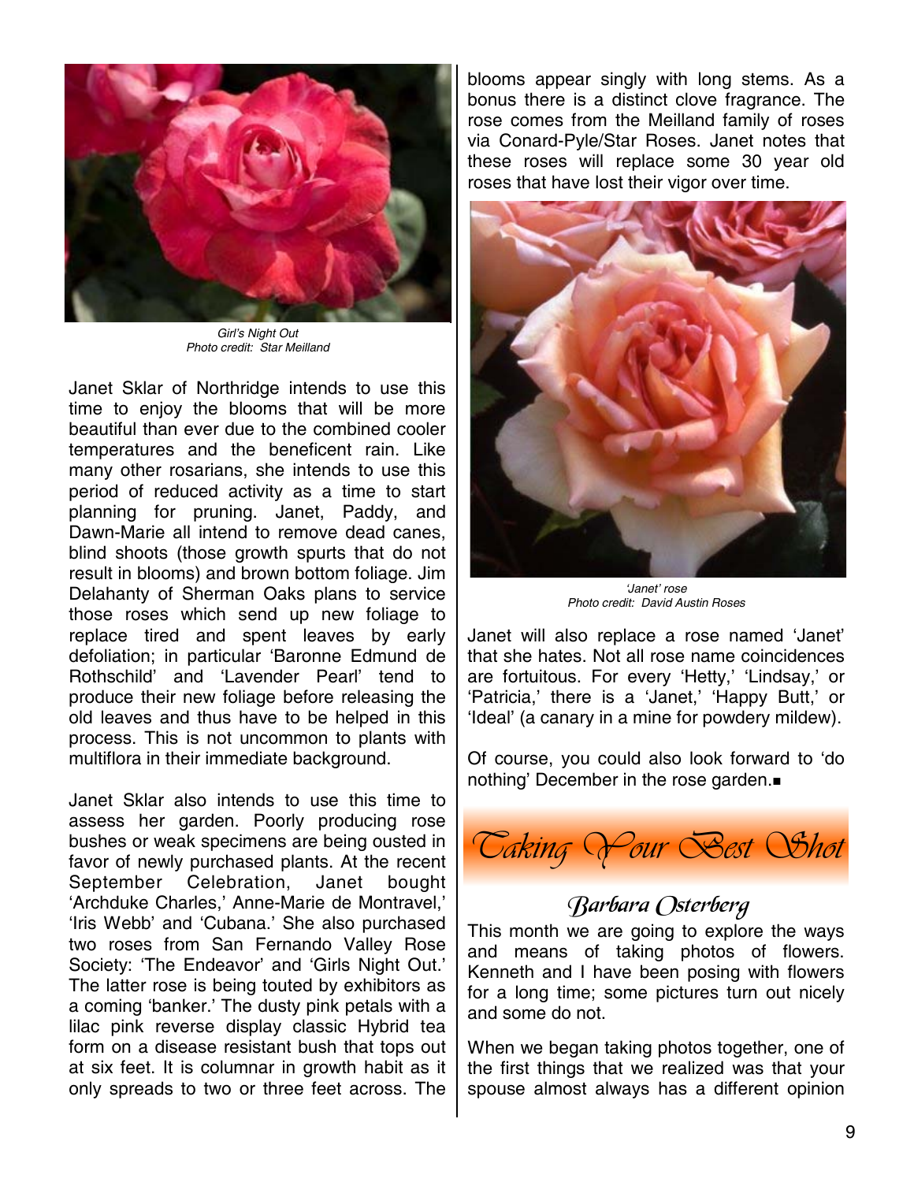Girl's Night Out
Photo credit: Star Meilland

Janet Sklar of Northridge intends to use this time to enjoy the blooms that will be more beautiful than ever due to the combined cooler temperatures and the beneficent rain. Like many other rosarians, she intends to use this period of reduced activity as a time to start planning for pruning. Janet, Paddy, and Dawn-Marie all intend to remove dead canes, blind shoots (those growth spurts that do not result in blooms) and brown bottom foliage. Jim Delahanty of Sherman Oaks plans to service those roses which send up new foliage to replace tired and spent leaves by early defoliation; in particular 'Baronne Edmund de Rothschild' and 'Lavender Pearl' tend to produce their new foliage before releasing the old leaves and thus have to be helped in this process. This is not uncommon to plants with multiflora in their immediate background.

Janet Sklar also intends to use this time to assess her garden. Poorly producing rose bushes or weak specimens are being ousted in favor of newly purchased plants. At the recent September Celebration, Janet bought 'Archduke Charles,' Anne-Marie de Montravel,' 'Iris Webb' and 'Cubana.' She also purchased two roses from San Fernando Valley Rose Society: 'The Endeavor' and 'Girls Night Out.' The latter rose is being touted by exhibitors as a coming 'banker.' The dusty pink petals with a lilac pink reverse display classic Hybrid tea form on a disease resistant bush that tops out at six feet. It is columnar in growth habit as it only spreads to two or three feet across. The blooms appear singly with long stems. As a bonus there is a distinct clove fragrance. The rose comes from the Meilland family of roses via Conard-Pyle/Star Roses. Janet notes that these roses will replace some 30 year old roses that have lost their vigor over time.

'Janet' rose
Photo credit: David Austin Roses

Janet will also replace a rose named 'Janet' that she hates. Not all rose name coincidences are fortuitous. For every 'Hetty,' 'Lindsay,' or 'Patricia,' there is a 'Janet,' 'Happy Butt,' or 'Ideal' (a canary in a mine for powdery mildew).

Of course, you could also look forward to 'do nothing' December in the rose garden.■

# Taking Your Best Shot

## Barbara Osterberg

This month we are going to explore the ways and means of taking photos of flowers. Kenneth and I have been posing with flowers for a long time; some pictures turn out nicely and some do not.

When we began taking photos together, one of the first things that we realized was that your spouse almost always has a different opinion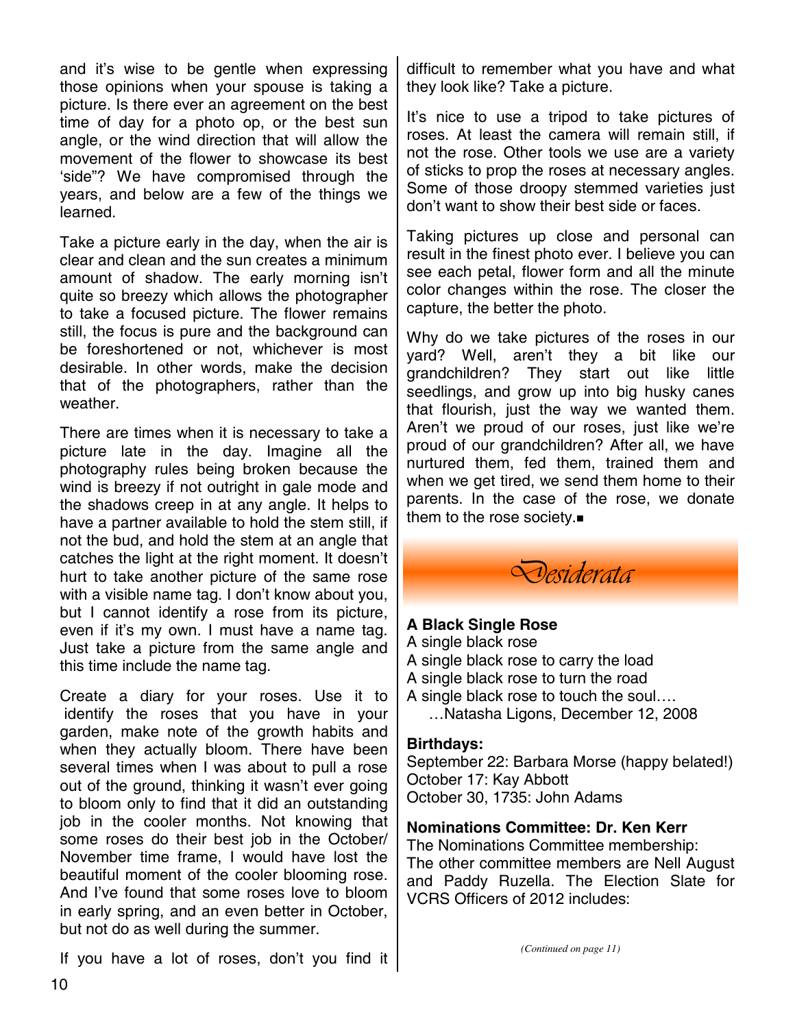and it's wise to be gentle when expressing those opinions when your spouse is taking a picture. Is there ever an agreement on the best time of day for a photo op, or the best sun angle, or the wind direction that will allow the movement of the flower to showcase its best 'side"? We have compromised through the years, and below are a few of the things we learned.

Take a picture early in the day, when the air is clear and clean and the sun creates a minimum amount of shadow. The early morning isn't quite so breezy which allows the photographer to take a focused picture. The flower remains still, the focus is pure and the background can be foreshortened or not, whichever is most desirable. In other words, make the decision that of the photographers, rather than the weather.

There are times when it is necessary to take a picture late in the day. Imagine all the photography rules being broken because the wind is breezy if not outright in gale mode and the shadows creep in at any angle. It helps to have a partner available to hold the stem still, if not the bud, and hold the stem at an angle that catches the light at the right moment. It doesn't hurt to take another picture of the same rose with a visible name tag. I don't know about you, but I cannot identify a rose from its picture, even if it's my own. I must have a name tag. Just take a picture from the same angle and this time include the name tag.

Create a diary for your roses. Use it to identify the roses that you have in your garden, make note of the growth habits and when they actually bloom. There have been several times when I was about to pull a rose out of the ground, thinking it wasn't ever going to bloom only to find that it did an outstanding job in the cooler months. Not knowing that some roses do their best job in the October/November time frame, I would have lost the beautiful moment of the cooler blooming rose. And I've found that some roses love to bloom in early spring, and an even better in October, but not do as well during the summer.

If you have a lot of roses, don't you find it difficult to remember what you have and what they look like? Take a picture.

It's nice to use a tripod to take pictures of roses. At least the camera will remain still, if not the rose. Other tools we use are a variety of sticks to prop the roses at necessary angles. Some of those droopy stemmed varieties just don't want to show their best side or faces.

Taking pictures up close and personal can result in the finest photo ever. I believe you can see each petal, flower form and all the minute color changes within the rose. The closer the capture, the better the photo.

Why do we take pictures of the roses in our yard? Well, aren't they a bit like our grandchildren? They start out like little seedlings, and grow up into big husky canes that flourish, just the way we wanted them. Aren't we proud of our roses, just like we're proud of our grandchildren? After all, we have nurtured them, fed them, trained them and when we get tired, we send them home to their parents. In the case of the rose, we donate them to the rose society.■

## *Desiderata*

**A Black Single Rose**

A single black rose
A single black rose to carry the load
A single black rose to turn the road
A single black rose to touch the soul….
…Natasha Ligons, December 12, 2008

**Birthdays:**

September 22: Barbara Morse (happy belated!)
October 17: Kay Abbott
October 30, 1735: John Adams

**Nominations Committee: Dr. Ken Kerr**

The Nominations Committee membership:
The other committee members are Nell August and Paddy Ruzella. The Election Slate for VCRS Officers of 2012 includes:

*(Continued on page 11)*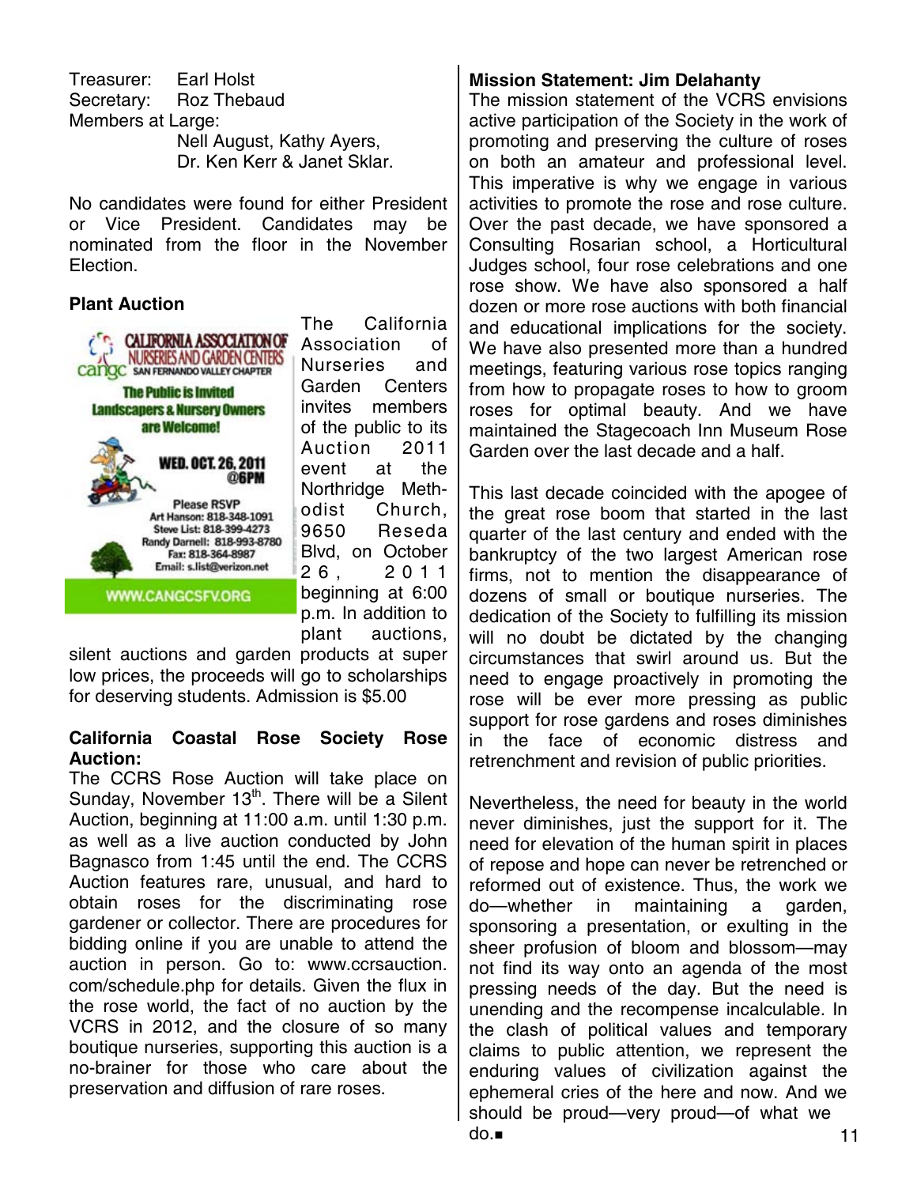Treasurer: Earl Holst
Secretary: Roz Thebaud
Members at Large:
Nell August, Kathy Ayers, Dr. Ken Kerr & Janet Sklar.

No candidates were found for either President or Vice President. Candidates may be nominated from the floor in the November Election.

**Plant Auction**

CALIFORNIA ASSOCIATION OF NURSERIES AND GARDEN CENTERS
cangc SAN FERNANDO VALLEY CHAPTER
The Public is Invited
Landscapers & Nursery Owners are Welcome!
WED. OCT. 26, 2011 @6PM
Please RSVP
Art Hanson: 818-348-1091
Steve List: 818-399-4273
Randy Darnell: 818-993-8780
Fax: 818-364-8987
Email: s.list@verizon.net
WWW.CANGCSFV.ORG

The California Association of Nurseries and Garden Centers invites members of the public to its Auction 2011 event at the Northridge Methodist Church, 9650 Reseda Blvd, on October 26, 2011 beginning at 6:00 p.m. In addition to plant auctions, silent auctions and garden products at super low prices, the proceeds will go to scholarships for deserving students. Admission is $5.00

**California Coastal Rose Society Rose Auction:**
The CCRS Rose Auction will take place on Sunday, November 13th. There will be a Silent Auction, beginning at 11:00 a.m. until 1:30 p.m. as well as a live auction conducted by John Bagnasco from 1:45 until the end. The CCRS Auction features rare, unusual, and hard to obtain roses for the discriminating rose gardener or collector. There are procedures for bidding online if you are unable to attend the auction in person. Go to: www.ccrsauction.com/schedule.php for details. Given the flux in the rose world, the fact of no auction by the VCRS in 2012, and the closure of so many boutique nurseries, supporting this auction is a no-brainer for those who care about the preservation and diffusion of rare roses.

**Mission Statement: Jim Delahanty**
The mission statement of the VCRS envisions active participation of the Society in the work of promoting and preserving the culture of roses on both an amateur and professional level. This imperative is why we engage in various activities to promote the rose and rose culture. Over the past decade, we have sponsored a Consulting Rosarian school, a Horticultural Judges school, four rose celebrations and one rose show. We have also sponsored a half dozen or more rose auctions with both financial and educational implications for the society. We have also presented more than a hundred meetings, featuring various rose topics ranging from how to propagate roses to how to groom roses for optimal beauty. And we have maintained the Stagecoach Inn Museum Rose Garden over the last decade and a half.

This last decade coincided with the apogee of the great rose boom that started in the last quarter of the last century and ended with the bankruptcy of the two largest American rose firms, not to mention the disappearance of dozens of small or boutique nurseries. The dedication of the Society to fulfilling its mission will no doubt be dictated by the changing circumstances that swirl around us. But the need to engage proactively in promoting the rose will be ever more pressing as public support for rose gardens and roses diminishes in the face of economic distress and retrenchment and revision of public priorities.

Nevertheless, the need for beauty in the world never diminishes, just the support for it. The need for elevation of the human spirit in places of repose and hope can never be retrenched or reformed out of existence. Thus, the work we do—whether in maintaining a garden, sponsoring a presentation, or exulting in the sheer profusion of bloom and blossom—may not find its way onto an agenda of the most pressing needs of the day. But the need is unending and the recompense incalculable. In the clash of political values and temporary claims to public attention, we represent the enduring values of civilization against the ephemeral cries of the here and now. And we should be proud—very proud—of what we do.■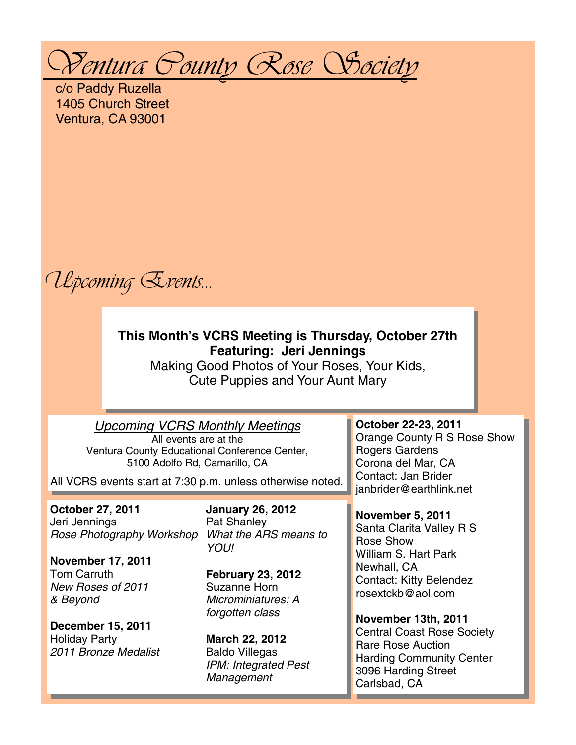# Ventura County Rose Society

c/o Paddy Ruzella
1405 Church Street
Ventura, CA 93001

## Upcoming Events...

**This Month's VCRS Meeting is Thursday, October 27th**
**Featuring: Jeri Jennings**
Making Good Photos of Your Roses, Your Kids, Cute Puppies and Your Aunt Mary

### *Upcoming VCRS Monthly Meetings*

All events are at the
Ventura County Educational Conference Center,
5100 Adolfo Rd, Camarillo, CA

All VCRS events start at 7:30 p.m. unless otherwise noted.

**October 27, 2011**
Jeri Jennings
*Rose Photography Workshop*

**November 17, 2011**
Tom Carruth
*New Roses of 2011 & Beyond*

**December 15, 2011**
Holiday Party
*2011 Bronze Medalist*

**January 26, 2012**
Pat Shanley
*What the ARS means to YOU!*

**February 23, 2012**
Suzanne Horn
*Microminiatures: A forgotten class*

**March 22, 2012**
Baldo Villegas
*IPM: Integrated Pest Management*

**October 22-23, 2011**
Orange County R S Rose Show
Rogers Gardens
Corona del Mar, CA
Contact: Jan Brider
janbrider@earthlink.net

**November 5, 2011**
Santa Clarita Valley R S
Rose Show
William S. Hart Park
Newhall, CA
Contact: Kitty Belendez
rosextckb@aol.com

**November 13th, 2011**
Central Coast Rose Society
Rare Rose Auction
Harding Community Center
3096 Harding Street
Carlsbad, CA